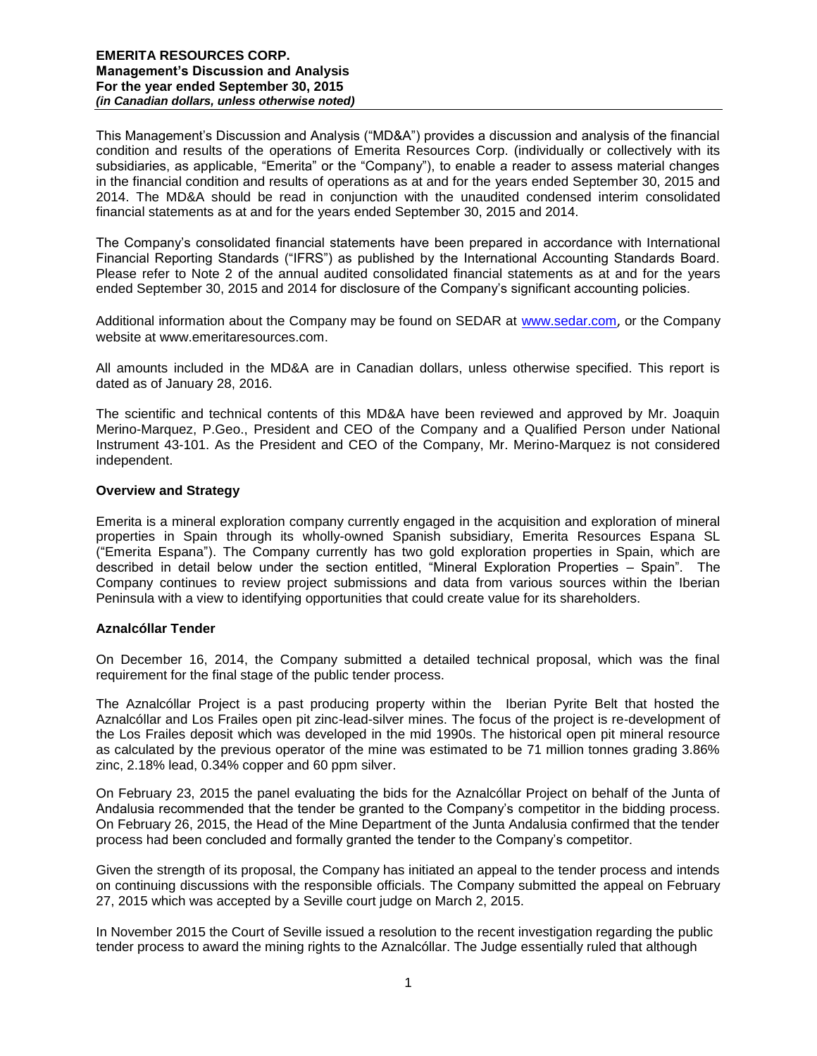This Management's Discussion and Analysis ("MD&A") provides a discussion and analysis of the financial condition and results of the operations of Emerita Resources Corp. (individually or collectively with its subsidiaries, as applicable, "Emerita" or the "Company"), to enable a reader to assess material changes in the financial condition and results of operations as at and for the years ended September 30, 2015 and 2014. The MD&A should be read in conjunction with the unaudited condensed interim consolidated financial statements as at and for the years ended September 30, 2015 and 2014.

The Company's consolidated financial statements have been prepared in accordance with International Financial Reporting Standards ("IFRS") as published by the International Accounting Standards Board. Please refer to Note 2 of the annual audited consolidated financial statements as at and for the years ended September 30, 2015 and 2014 for disclosure of the Company's significant accounting policies.

Additional information about the Company may be found on SEDAR at www.sedar.com, or the Company website at www.emeritaresources.com.

All amounts included in the MD&A are in Canadian dollars, unless otherwise specified. This report is dated as of January 28, 2016.

The scientific and technical contents of this MD&A have been reviewed and approved by Mr. Joaquin Merino-Marquez, P.Geo., President and CEO of the Company and a Qualified Person under National Instrument 43-101. As the President and CEO of the Company, Mr. Merino-Marquez is not considered independent.

## Overview and Strategy

Emerita is a mineral exploration company currently engaged in the acquisition and exploration of mineral properties in Spain through its wholly-owned Spanish subsidiary, Emerita Resources Espana SL ("Emerita Espana"). The Company currently has two gold exploration properties in Spain, which are described in detail below under the section entitled, "Mineral Exploration Properties – Spain". The Company continues to review project submissions and data from various sources within the Iberian Peninsula with a view to identifying opportunities that could create value for its shareholders.

## Aznalcóllar Tender

On December 16, 2014, the Company submitted a detailed technical proposal, which was the final requirement for the final stage of the public tender process.

The Aznalcóllar Project is a past producing property within the Iberian Pyrite Belt that hosted the Aznalcóllar and Los Frailes open pit zinc-lead-silver mines. The focus of the project is re-development of the Los Frailes deposit which was developed in the mid 1990s. The historical open pit mineral resource as calculated by the previous operator of the mine was estimated to be 71 million tonnes grading 3.86% zinc, 2.18% lead, 0.34% copper and 60 ppm silver.

On February 23, 2015 the panel evaluating the bids for the Aznalcóllar Project on behalf of the Junta of Andalusia recommended that the tender be granted to the Company's competitor in the bidding process. On February 26, 2015, the Head of the Mine Department of the Junta Andalusia confirmed that the tender process had been concluded and formally granted the tender to the Company's competitor.

Given the strength of its proposal, the Company has initiated an appeal to the tender process and intends on continuing discussions with the responsible officials. The Company submitted the appeal on February 27, 2015 which was accepted by a Seville court judge on March 2, 2015.

In November 2015 the Court of Seville issued a resolution to the recent investigation regarding the public tender process to award the mining rights to the Aznalcóllar. The Judge essentially ruled that although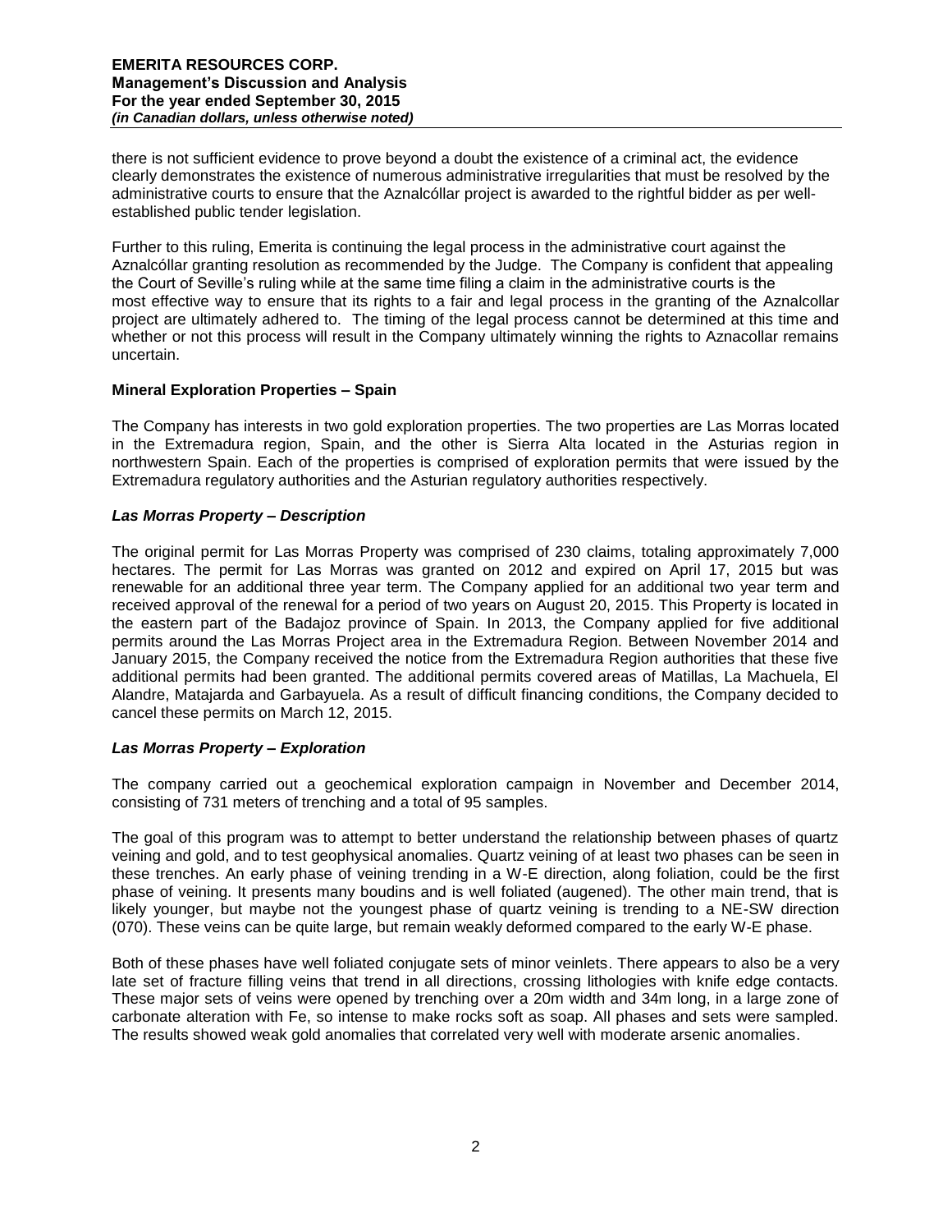there is not sufficient evidence to prove beyond a doubt the existence of a criminal act, the evidence clearly demonstrates the existence of numerous administrative irregularities that must be resolved by the administrative courts to ensure that the Aznalcóllar project is awarded to the rightful bidder as per well-established public tender legislation.

Further to this ruling, Emerita is continuing the legal process in the administrative court against the Aznalcóllar granting resolution as recommended by the Judge. The Company is confident that appealing the Court of Seville's ruling while at the same time filing a claim in the administrative courts is the most effective way to ensure that its rights to a fair and legal process in the granting of the Aznalcollar project are ultimately adhered to. The timing of the legal process cannot be determined at this time and whether or not this process will result in the Company ultimately winning the rights to Aznacollar remains uncertain.

**Mineral Exploration Properties – Spain**

The Company has interests in two gold exploration properties. The two properties are Las Morras located in the Extremadura region, Spain, and the other is Sierra Alta located in the Asturias region in northwestern Spain. Each of the properties is comprised of exploration permits that were issued by the Extremadura regulatory authorities and the Asturian regulatory authorities respectively.

***Las Morras Property – Description***

The original permit for Las Morras Property was comprised of 230 claims, totaling approximately 7,000 hectares. The permit for Las Morras was granted on 2012 and expired on April 17, 2015 but was renewable for an additional three year term. The Company applied for an additional two year term and received approval of the renewal for a period of two years on August 20, 2015. This Property is located in the eastern part of the Badajoz province of Spain. In 2013, the Company applied for five additional permits around the Las Morras Project area in the Extremadura Region. Between November 2014 and January 2015, the Company received the notice from the Extremadura Region authorities that these five additional permits had been granted. The additional permits covered areas of Matillas, La Machuela, El Alandre, Matajarda and Garbayuela. As a result of difficult financing conditions, the Company decided to cancel these permits on March 12, 2015.

***Las Morras Property – Exploration***

The company carried out a geochemical exploration campaign in November and December 2014, consisting of 731 meters of trenching and a total of 95 samples.

The goal of this program was to attempt to better understand the relationship between phases of quartz veining and gold, and to test geophysical anomalies. Quartz veining of at least two phases can be seen in these trenches. An early phase of veining trending in a W-E direction, along foliation, could be the first phase of veining. It presents many boudins and is well foliated (augened). The other main trend, that is likely younger, but maybe not the youngest phase of quartz veining is trending to a NE-SW direction (070). These veins can be quite large, but remain weakly deformed compared to the early W-E phase.

Both of these phases have well foliated conjugate sets of minor veinlets. There appears to also be a very late set of fracture filling veins that trend in all directions, crossing lithologies with knife edge contacts. These major sets of veins were opened by trenching over a 20m width and 34m long, in a large zone of carbonate alteration with Fe, so intense to make rocks soft as soap. All phases and sets were sampled. The results showed weak gold anomalies that correlated very well with moderate arsenic anomalies.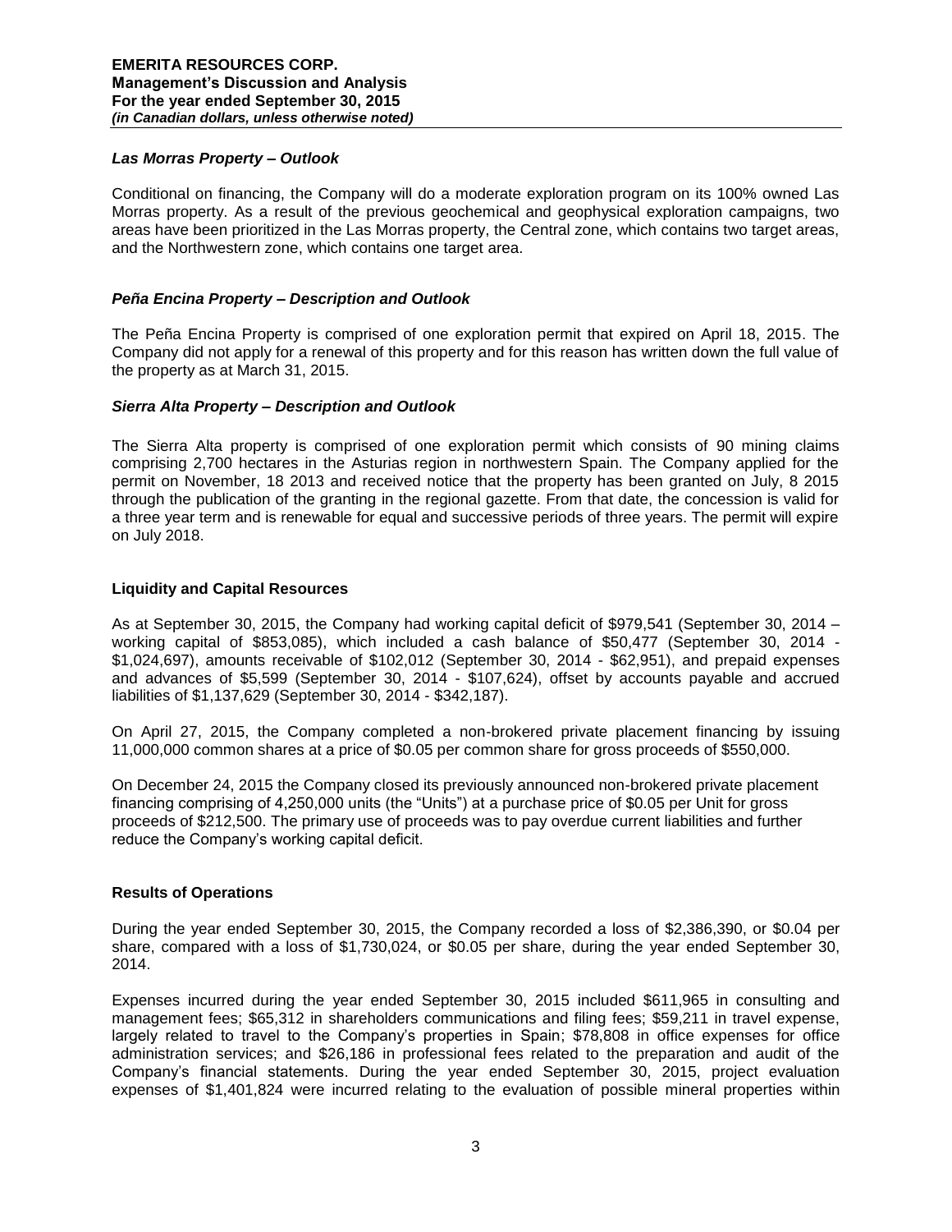### *Las Morras Property – Outlook*

Conditional on financing, the Company will do a moderate exploration program on its 100% owned Las Morras property. As a result of the previous geochemical and geophysical exploration campaigns, two areas have been prioritized in the Las Morras property, the Central zone, which contains two target areas, and the Northwestern zone, which contains one target area.

### *Peña Encina Property – Description and Outlook*

The Peña Encina Property is comprised of one exploration permit that expired on April 18, 2015. The Company did not apply for a renewal of this property and for this reason has written down the full value of the property as at March 31, 2015.

### *Sierra Alta Property – Description and Outlook*

The Sierra Alta property is comprised of one exploration permit which consists of 90 mining claims comprising 2,700 hectares in the Asturias region in northwestern Spain. The Company applied for the permit on November, 18 2013 and received notice that the property has been granted on July, 8 2015 through the publication of the granting in the regional gazette. From that date, the concession is valid for a three year term and is renewable for equal and successive periods of three years. The permit will expire on July 2018.

## **Liquidity and Capital Resources**

As at September 30, 2015, the Company had working capital deficit of $979,541 (September 30, 2014 – working capital of $853,085), which included a cash balance of $50,477 (September 30, 2014 - $1,024,697), amounts receivable of $102,012 (September 30, 2014 - $62,951), and prepaid expenses and advances of $5,599 (September 30, 2014 - $107,624), offset by accounts payable and accrued liabilities of $1,137,629 (September 30, 2014 - $342,187).

On April 27, 2015, the Company completed a non-brokered private placement financing by issuing 11,000,000 common shares at a price of $0.05 per common share for gross proceeds of $550,000.

On December 24, 2015 the Company closed its previously announced non-brokered private placement financing comprising of 4,250,000 units (the "Units") at a purchase price of $0.05 per Unit for gross proceeds of $212,500. The primary use of proceeds was to pay overdue current liabilities and further reduce the Company's working capital deficit.

## **Results of Operations**

During the year ended September 30, 2015, the Company recorded a loss of $2,386,390, or $0.04 per share, compared with a loss of $1,730,024, or $0.05 per share, during the year ended September 30, 2014.

Expenses incurred during the year ended September 30, 2015 included $611,965 in consulting and management fees; $65,312 in shareholders communications and filing fees; $59,211 in travel expense, largely related to travel to the Company's properties in Spain; $78,808 in office expenses for office administration services; and $26,186 in professional fees related to the preparation and audit of the Company's financial statements. During the year ended September 30, 2015, project evaluation expenses of $1,401,824 were incurred relating to the evaluation of possible mineral properties within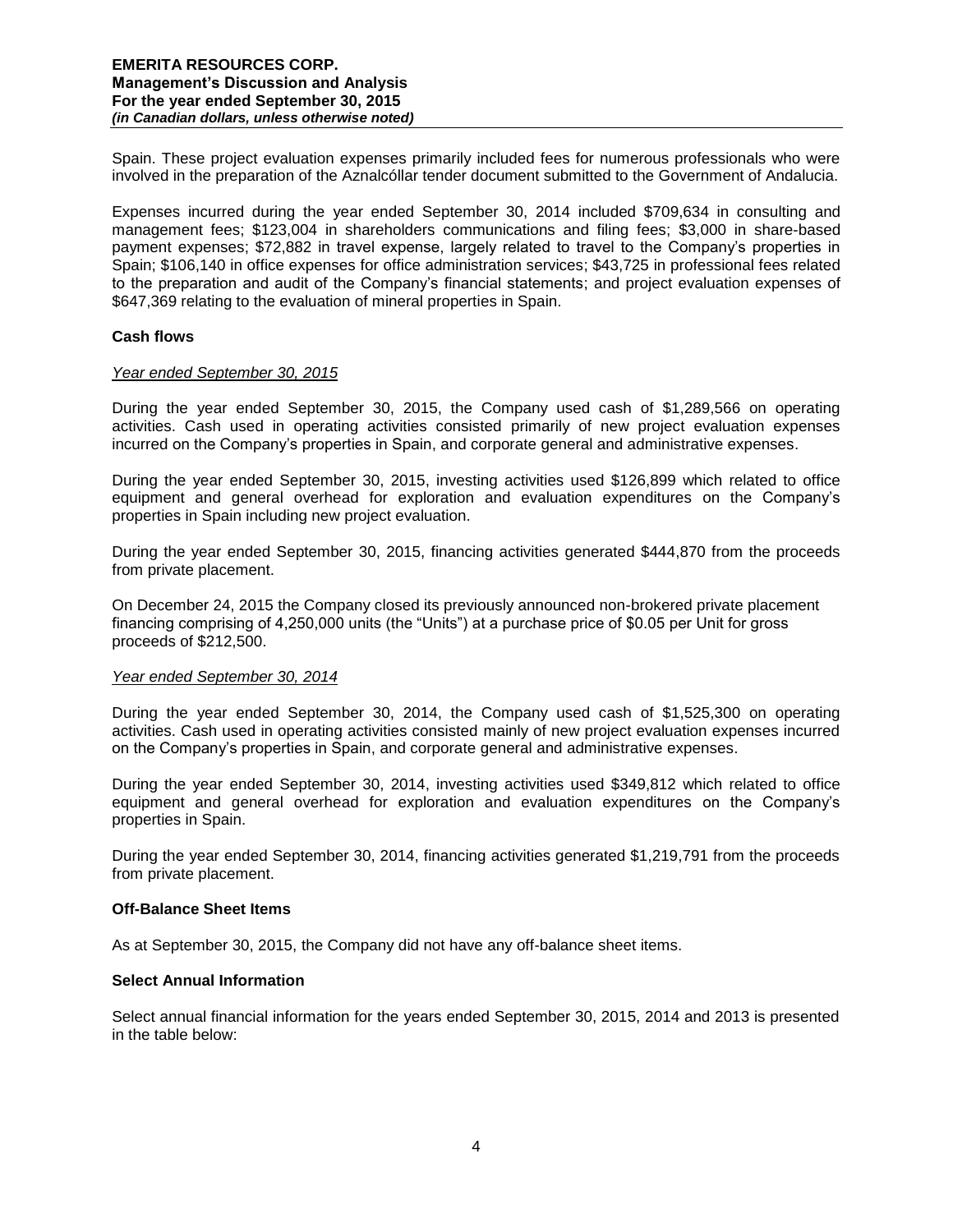Spain. These project evaluation expenses primarily included fees for numerous professionals who were involved in the preparation of the Aznalcóllar tender document submitted to the Government of Andalucia.

Expenses incurred during the year ended September 30, 2014 included $709,634 in consulting and management fees; $123,004 in shareholders communications and filing fees; $3,000 in share-based payment expenses; $72,882 in travel expense, largely related to travel to the Company's properties in Spain; $106,140 in office expenses for office administration services; $43,725 in professional fees related to the preparation and audit of the Company's financial statements; and project evaluation expenses of $647,369 relating to the evaluation of mineral properties in Spain.

### Cash flows

*Year ended September 30, 2015*

During the year ended September 30, 2015, the Company used cash of $1,289,566 on operating activities. Cash used in operating activities consisted primarily of new project evaluation expenses incurred on the Company's properties in Spain, and corporate general and administrative expenses.

During the year ended September 30, 2015, investing activities used $126,899 which related to office equipment and general overhead for exploration and evaluation expenditures on the Company's properties in Spain including new project evaluation.

During the year ended September 30, 2015, financing activities generated $444,870 from the proceeds from private placement.

On December 24, 2015 the Company closed its previously announced non-brokered private placement financing comprising of 4,250,000 units (the "Units") at a purchase price of $0.05 per Unit for gross proceeds of $212,500.

*Year ended September 30, 2014*

During the year ended September 30, 2014, the Company used cash of $1,525,300 on operating activities. Cash used in operating activities consisted mainly of new project evaluation expenses incurred on the Company's properties in Spain, and corporate general and administrative expenses.

During the year ended September 30, 2014, investing activities used $349,812 which related to office equipment and general overhead for exploration and evaluation expenditures on the Company's properties in Spain.

During the year ended September 30, 2014, financing activities generated $1,219,791 from the proceeds from private placement.

### Off-Balance Sheet Items

As at September 30, 2015, the Company did not have any off-balance sheet items.

### Select Annual Information

Select annual financial information for the years ended September 30, 2015, 2014 and 2013 is presented in the table below: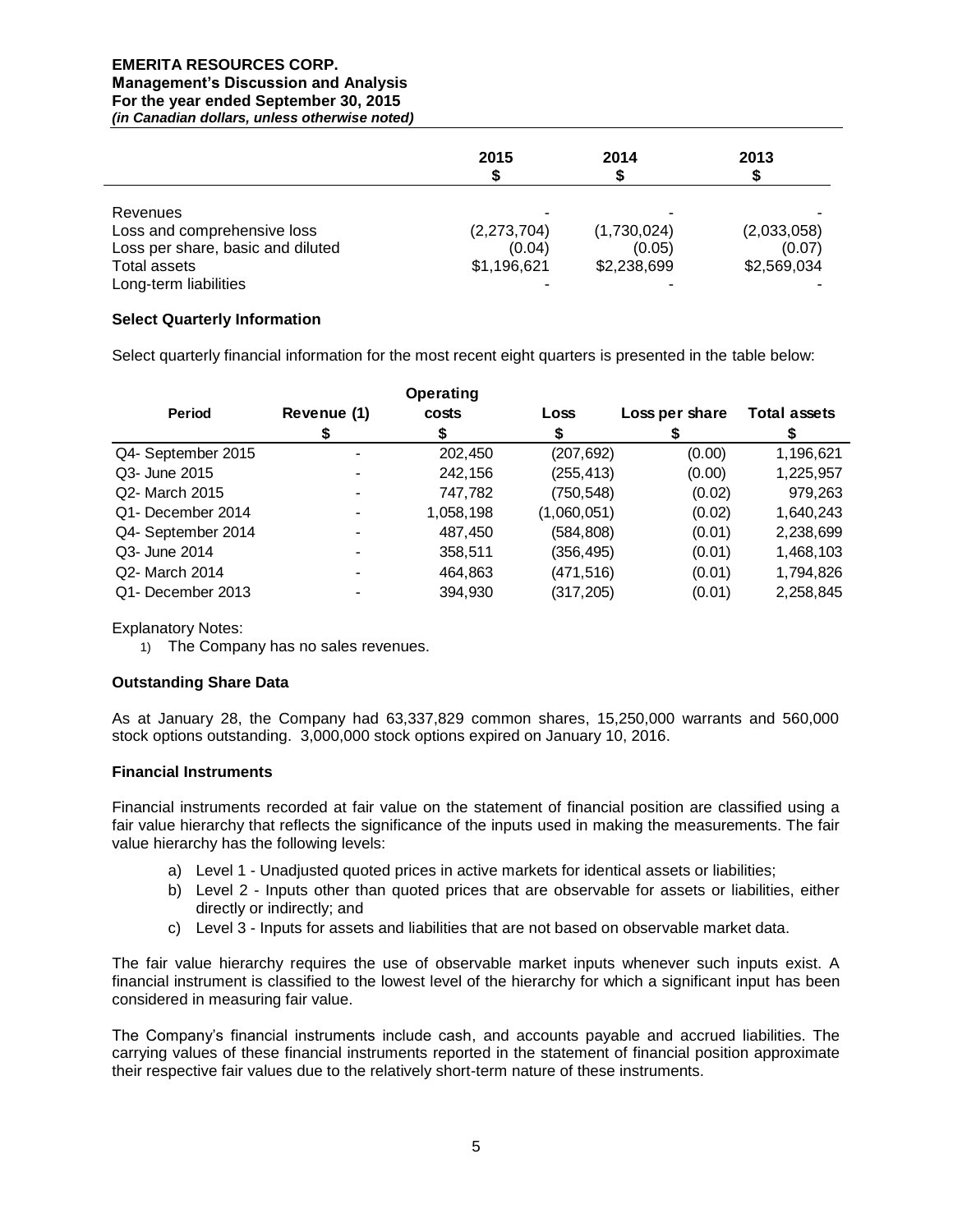| | 2015<br>$ | 2014<br>$ | 2013<br>$ |
|---|---|---|---|
| Revenues | - | - | - |
| Loss and comprehensive loss | (2,273,704) | (1,730,024) | (2,033,058) |
| Loss per share, basic and diluted | (0.04) | (0.05) | (0.07) |
| Total assets | $1,196,621 | $2,238,699 | $2,569,034 |
| Long-term liabilities | - | - | - |

### Select Quarterly Information

Select quarterly financial information for the most recent eight quarters is presented in the table below:

| Period | Revenue (1)<br>$ | Operating costs<br>$ | Loss<br>$ | Loss per share<br>$ | Total assets<br>$ |
|---|---|---|---|---|---|
| Q4- September 2015 | - | 202,450 | (207,692) | (0.00) | 1,196,621 |
| Q3- June 2015 | - | 242,156 | (255,413) | (0.00) | 1,225,957 |
| Q2- March 2015 | - | 747,782 | (750,548) | (0.02) | 979,263 |
| Q1- December 2014 | - | 1,058,198 | (1,060,051) | (0.02) | 1,640,243 |
| Q4- September 2014 | - | 487,450 | (584,808) | (0.01) | 2,238,699 |
| Q3- June 2014 | - | 358,511 | (356,495) | (0.01) | 1,468,103 |
| Q2- March 2014 | - | 464,863 | (471,516) | (0.01) | 1,794,826 |
| Q1- December 2013 | - | 394,930 | (317,205) | (0.01) | 2,258,845 |

Explanatory Notes:

1) The Company has no sales revenues.

### Outstanding Share Data

As at January 28, the Company had 63,337,829 common shares, 15,250,000 warrants and 560,000 stock options outstanding. 3,000,000 stock options expired on January 10, 2016.

### Financial Instruments

Financial instruments recorded at fair value on the statement of financial position are classified using a fair value hierarchy that reflects the significance of the inputs used in making the measurements. The fair value hierarchy has the following levels:

a) Level 1 - Unadjusted quoted prices in active markets for identical assets or liabilities;
b) Level 2 - Inputs other than quoted prices that are observable for assets or liabilities, either directly or indirectly; and
c) Level 3 - Inputs for assets and liabilities that are not based on observable market data.

The fair value hierarchy requires the use of observable market inputs whenever such inputs exist. A financial instrument is classified to the lowest level of the hierarchy for which a significant input has been considered in measuring fair value.

The Company's financial instruments include cash, and accounts payable and accrued liabilities. The carrying values of these financial instruments reported in the statement of financial position approximate their respective fair values due to the relatively short-term nature of these instruments.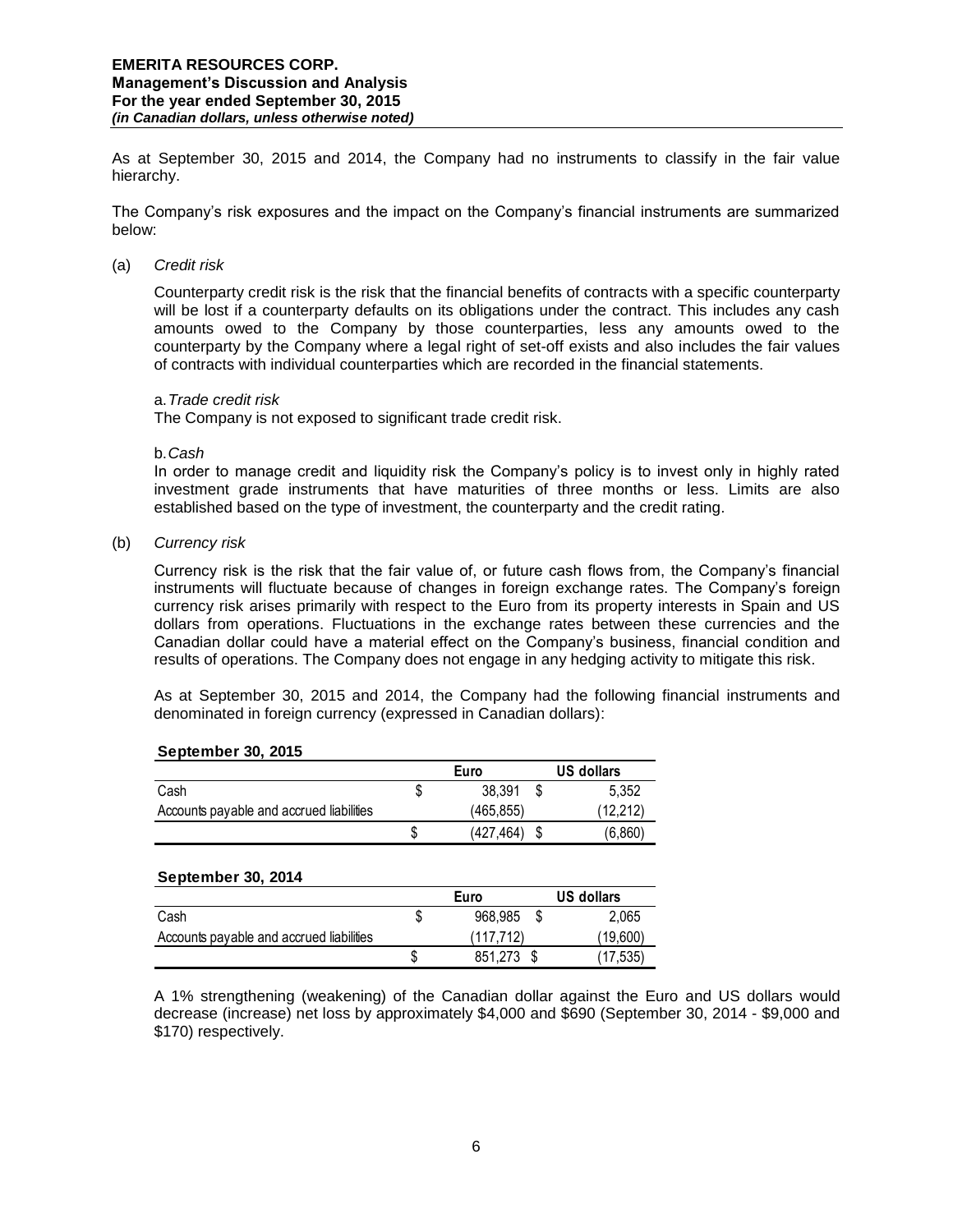As at September 30, 2015 and 2014, the Company had no instruments to classify in the fair value hierarchy.

The Company's risk exposures and the impact on the Company's financial instruments are summarized below:

(a) *Credit risk*

Counterparty credit risk is the risk that the financial benefits of contracts with a specific counterparty will be lost if a counterparty defaults on its obligations under the contract. This includes any cash amounts owed to the Company by those counterparties, less any amounts owed to the counterparty by the Company where a legal right of set-off exists and also includes the fair values of contracts with individual counterparties which are recorded in the financial statements.

a. *Trade credit risk*
The Company is not exposed to significant trade credit risk.

b. *Cash*
In order to manage credit and liquidity risk the Company's policy is to invest only in highly rated investment grade instruments that have maturities of three months or less. Limits are also established based on the type of investment, the counterparty and the credit rating.

(b) *Currency risk*

Currency risk is the risk that the fair value of, or future cash flows from, the Company's financial instruments will fluctuate because of changes in foreign exchange rates. The Company's foreign currency risk arises primarily with respect to the Euro from its property interests in Spain and US dollars from operations. Fluctuations in the exchange rates between these currencies and the Canadian dollar could have a material effect on the Company's business, financial condition and results of operations. The Company does not engage in any hedging activity to mitigate this risk.

As at September 30, 2015 and 2014, the Company had the following financial instruments and denominated in foreign currency (expressed in Canadian dollars):

**September 30, 2015**

| | Euro | US dollars |
|---|---|---|
| Cash | $ 38,391 | $ 5,352 |
| Accounts payable and accrued liabilities | (465,855) | (12,212) |
| | $ (427,464) | $ (6,860) |

**September 30, 2014**

| | Euro | US dollars |
|---|---|---|
| Cash | $ 968,985 | $ 2,065 |
| Accounts payable and accrued liabilities | (117,712) | (19,600) |
| | $ 851,273 | $ (17,535) |

A 1% strengthening (weakening) of the Canadian dollar against the Euro and US dollars would decrease (increase) net loss by approximately $4,000 and $690 (September 30, 2014 - $9,000 and $170) respectively.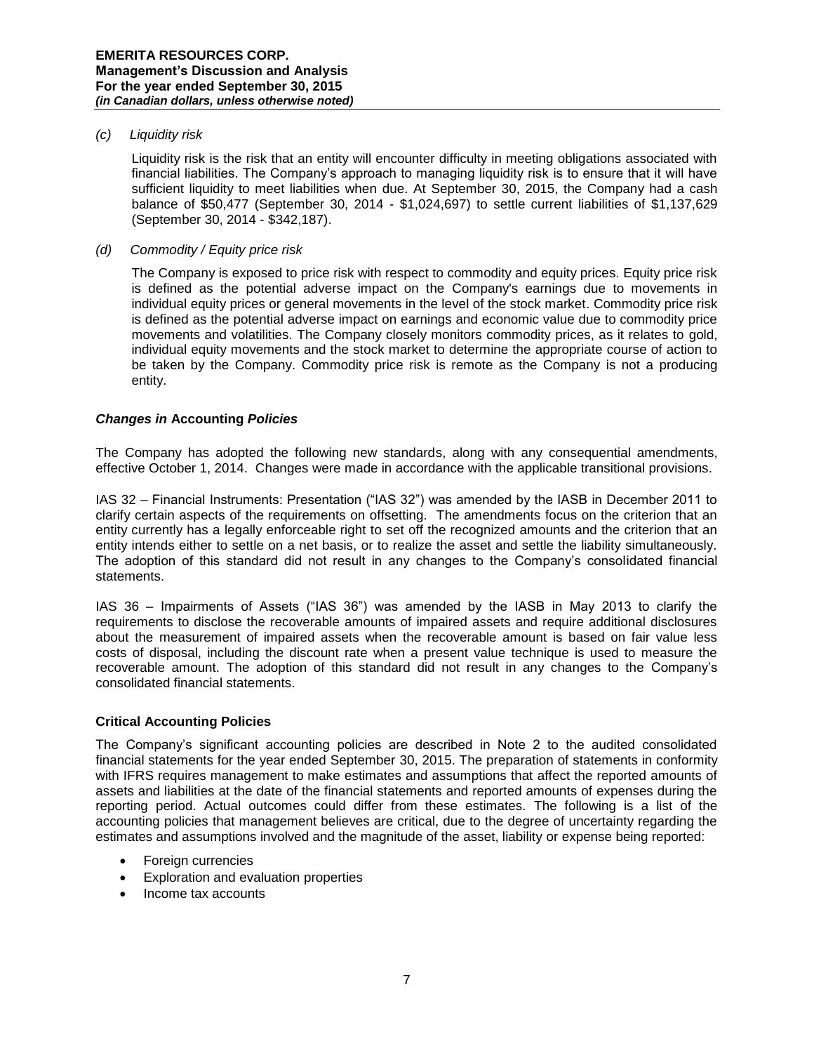*(c) Liquidity risk*

Liquidity risk is the risk that an entity will encounter difficulty in meeting obligations associated with financial liabilities. The Company's approach to managing liquidity risk is to ensure that it will have sufficient liquidity to meet liabilities when due. At September 30, 2015, the Company had a cash balance of $50,477 (September 30, 2014 - $1,024,697) to settle current liabilities of $1,137,629 (September 30, 2014 - $342,187).

*(d) Commodity / Equity price risk*

The Company is exposed to price risk with respect to commodity and equity prices. Equity price risk is defined as the potential adverse impact on the Company's earnings due to movements in individual equity prices or general movements in the level of the stock market. Commodity price risk is defined as the potential adverse impact on earnings and economic value due to commodity price movements and volatilities. The Company closely monitors commodity prices, as it relates to gold, individual equity movements and the stock market to determine the appropriate course of action to be taken by the Company. Commodity price risk is remote as the Company is not a producing entity.

## ***Changes in* Accounting *Policies***

The Company has adopted the following new standards, along with any consequential amendments, effective October 1, 2014. Changes were made in accordance with the applicable transitional provisions.

IAS 32 – Financial Instruments: Presentation ("IAS 32") was amended by the IASB in December 2011 to clarify certain aspects of the requirements on offsetting. The amendments focus on the criterion that an entity currently has a legally enforceable right to set off the recognized amounts and the criterion that an entity intends either to settle on a net basis, or to realize the asset and settle the liability simultaneously. The adoption of this standard did not result in any changes to the Company's consolidated financial statements.

IAS 36 – Impairments of Assets ("IAS 36") was amended by the IASB in May 2013 to clarify the requirements to disclose the recoverable amounts of impaired assets and require additional disclosures about the measurement of impaired assets when the recoverable amount is based on fair value less costs of disposal, including the discount rate when a present value technique is used to measure the recoverable amount. The adoption of this standard did not result in any changes to the Company's consolidated financial statements.

## **Critical Accounting Policies**

The Company's significant accounting policies are described in Note 2 to the audited consolidated financial statements for the year ended September 30, 2015. The preparation of statements in conformity with IFRS requires management to make estimates and assumptions that affect the reported amounts of assets and liabilities at the date of the financial statements and reported amounts of expenses during the reporting period. Actual outcomes could differ from these estimates. The following is a list of the accounting policies that management believes are critical, due to the degree of uncertainty regarding the estimates and assumptions involved and the magnitude of the asset, liability or expense being reported:

- Foreign currencies
- Exploration and evaluation properties
- Income tax accounts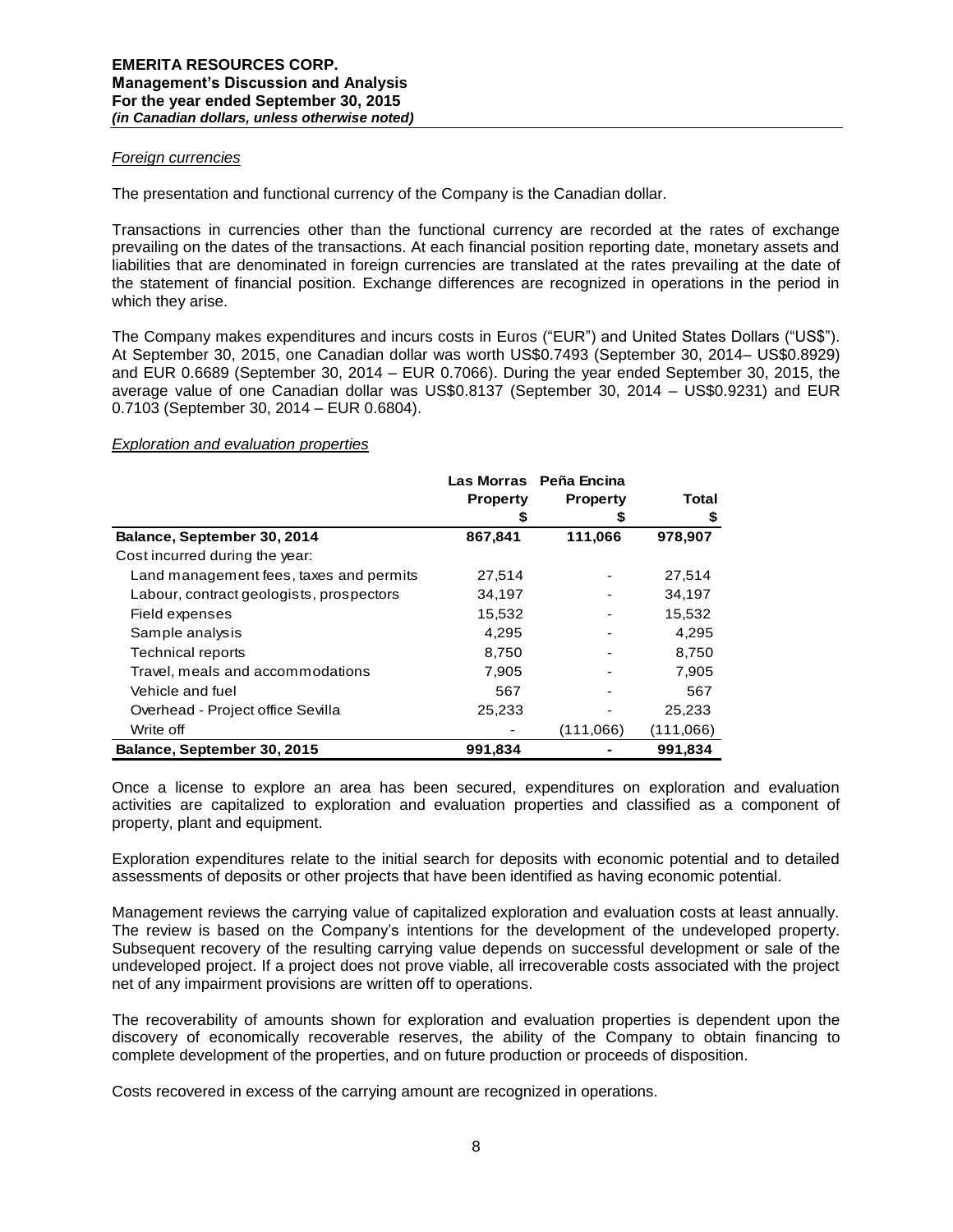*Foreign currencies*

The presentation and functional currency of the Company is the Canadian dollar.

Transactions in currencies other than the functional currency are recorded at the rates of exchange prevailing on the dates of the transactions. At each financial position reporting date, monetary assets and liabilities that are denominated in foreign currencies are translated at the rates prevailing at the date of the statement of financial position. Exchange differences are recognized in operations in the period in which they arise.

The Company makes expenditures and incurs costs in Euros ("EUR") and United States Dollars ("US$"). At September 30, 2015, one Canadian dollar was worth US$0.7493 (September 30, 2014– US$0.8929) and EUR 0.6689 (September 30, 2014 – EUR 0.7066). During the year ended September 30, 2015, the average value of one Canadian dollar was US$0.8137 (September 30, 2014 – US$0.9231) and EUR 0.7103 (September 30, 2014 – EUR 0.6804).

*Exploration and evaluation properties*

| | Las Morras Property<br>$ | Peña Encina Property<br>$ | Total<br>$ |
|---|---|---|---|
| **Balance, September 30, 2014** | **867,841** | **111,066** | **978,907** |
| Cost incurred during the year: | | | |
| Land management fees, taxes and permits | 27,514 | - | 27,514 |
| Labour, contract geologists, prospectors | 34,197 | - | 34,197 |
| Field expenses | 15,532 | - | 15,532 |
| Sample analysis | 4,295 | - | 4,295 |
| Technical reports | 8,750 | - | 8,750 |
| Travel, meals and accommodations | 7,905 | - | 7,905 |
| Vehicle and fuel | 567 | - | 567 |
| Overhead - Project office Sevilla | 25,233 | - | 25,233 |
| Write off | - | (111,066) | (111,066) |
| **Balance, September 30, 2015** | **991,834** | **-** | **991,834** |

Once a license to explore an area has been secured, expenditures on exploration and evaluation activities are capitalized to exploration and evaluation properties and classified as a component of property, plant and equipment.

Exploration expenditures relate to the initial search for deposits with economic potential and to detailed assessments of deposits or other projects that have been identified as having economic potential.

Management reviews the carrying value of capitalized exploration and evaluation costs at least annually. The review is based on the Company's intentions for the development of the undeveloped property. Subsequent recovery of the resulting carrying value depends on successful development or sale of the undeveloped project. If a project does not prove viable, all irrecoverable costs associated with the project net of any impairment provisions are written off to operations.

The recoverability of amounts shown for exploration and evaluation properties is dependent upon the discovery of economically recoverable reserves, the ability of the Company to obtain financing to complete development of the properties, and on future production or proceeds of disposition.

Costs recovered in excess of the carrying amount are recognized in operations.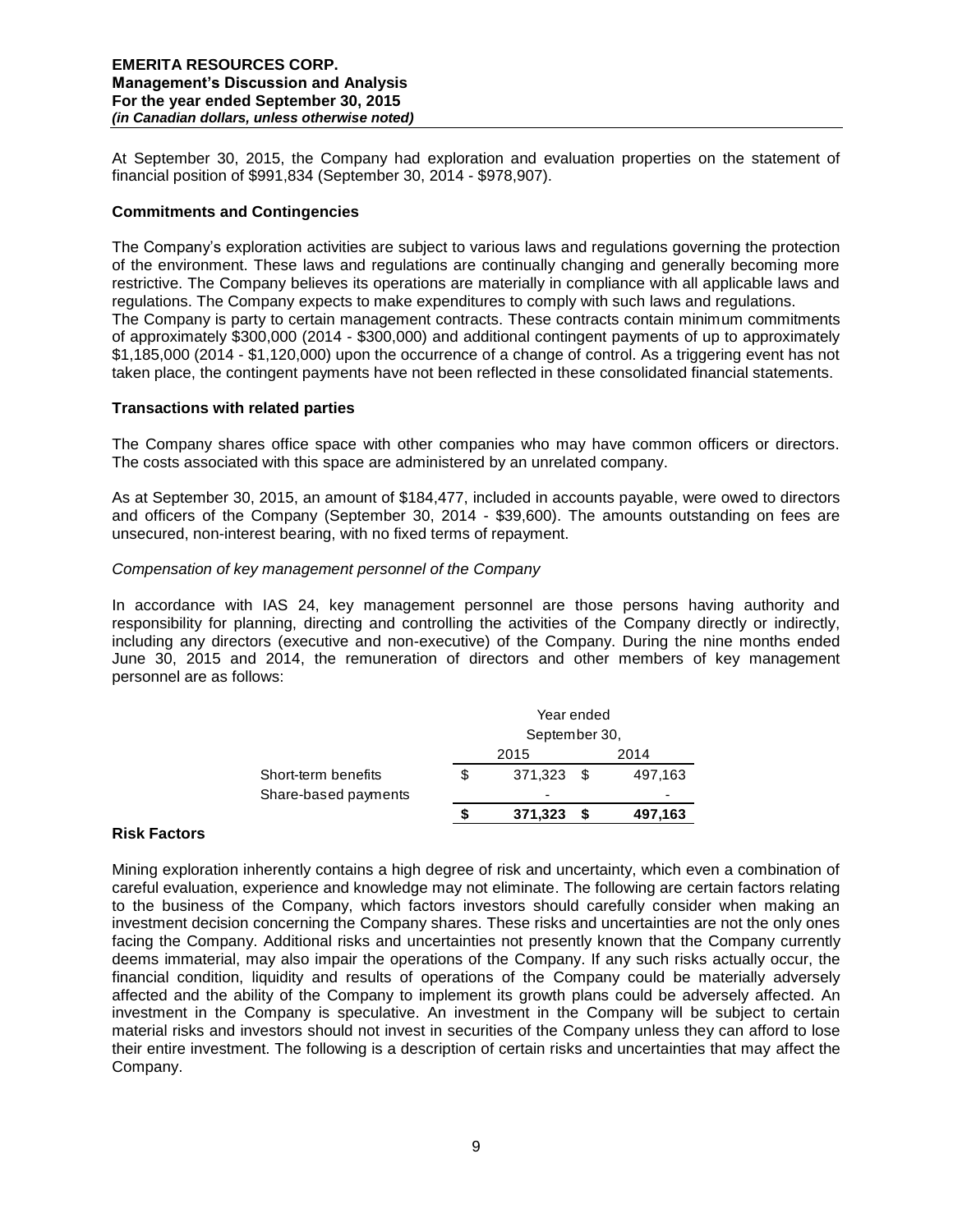At September 30, 2015, the Company had exploration and evaluation properties on the statement of financial position of $991,834 (September 30, 2014 - $978,907).

**Commitments and Contingencies**

The Company's exploration activities are subject to various laws and regulations governing the protection of the environment. These laws and regulations are continually changing and generally becoming more restrictive. The Company believes its operations are materially in compliance with all applicable laws and regulations. The Company expects to make expenditures to comply with such laws and regulations.
The Company is party to certain management contracts. These contracts contain minimum commitments of approximately $300,000 (2014 - $300,000) and additional contingent payments of up to approximately $1,185,000 (2014 - $1,120,000) upon the occurrence of a change of control. As a triggering event has not taken place, the contingent payments have not been reflected in these consolidated financial statements.

**Transactions with related parties**

The Company shares office space with other companies who may have common officers or directors. The costs associated with this space are administered by an unrelated company.

As at September 30, 2015, an amount of $184,477, included in accounts payable, were owed to directors and officers of the Company (September 30, 2014 - $39,600). The amounts outstanding on fees are unsecured, non-interest bearing, with no fixed terms of repayment.

*Compensation of key management personnel of the Company*

In accordance with IAS 24, key management personnel are those persons having authority and responsibility for planning, directing and controlling the activities of the Company directly or indirectly, including any directors (executive and non-executive) of the Company. During the nine months ended June 30, 2015 and 2014, the remuneration of directors and other members of key management personnel are as follows:

| | Year ended September 30, | |
|---|---|---|
| | 2015 | 2014 |
| Short-term benefits | $ 371,323 | $ 497,163 |
| Share-based payments | - | - |
| | **$ 371,323** | **$ 497,163** |

**Risk Factors**

Mining exploration inherently contains a high degree of risk and uncertainty, which even a combination of careful evaluation, experience and knowledge may not eliminate. The following are certain factors relating to the business of the Company, which factors investors should carefully consider when making an investment decision concerning the Company shares. These risks and uncertainties are not the only ones facing the Company. Additional risks and uncertainties not presently known that the Company currently deems immaterial, may also impair the operations of the Company. If any such risks actually occur, the financial condition, liquidity and results of operations of the Company could be materially adversely affected and the ability of the Company to implement its growth plans could be adversely affected. An investment in the Company is speculative. An investment in the Company will be subject to certain material risks and investors should not invest in securities of the Company unless they can afford to lose their entire investment. The following is a description of certain risks and uncertainties that may affect the Company.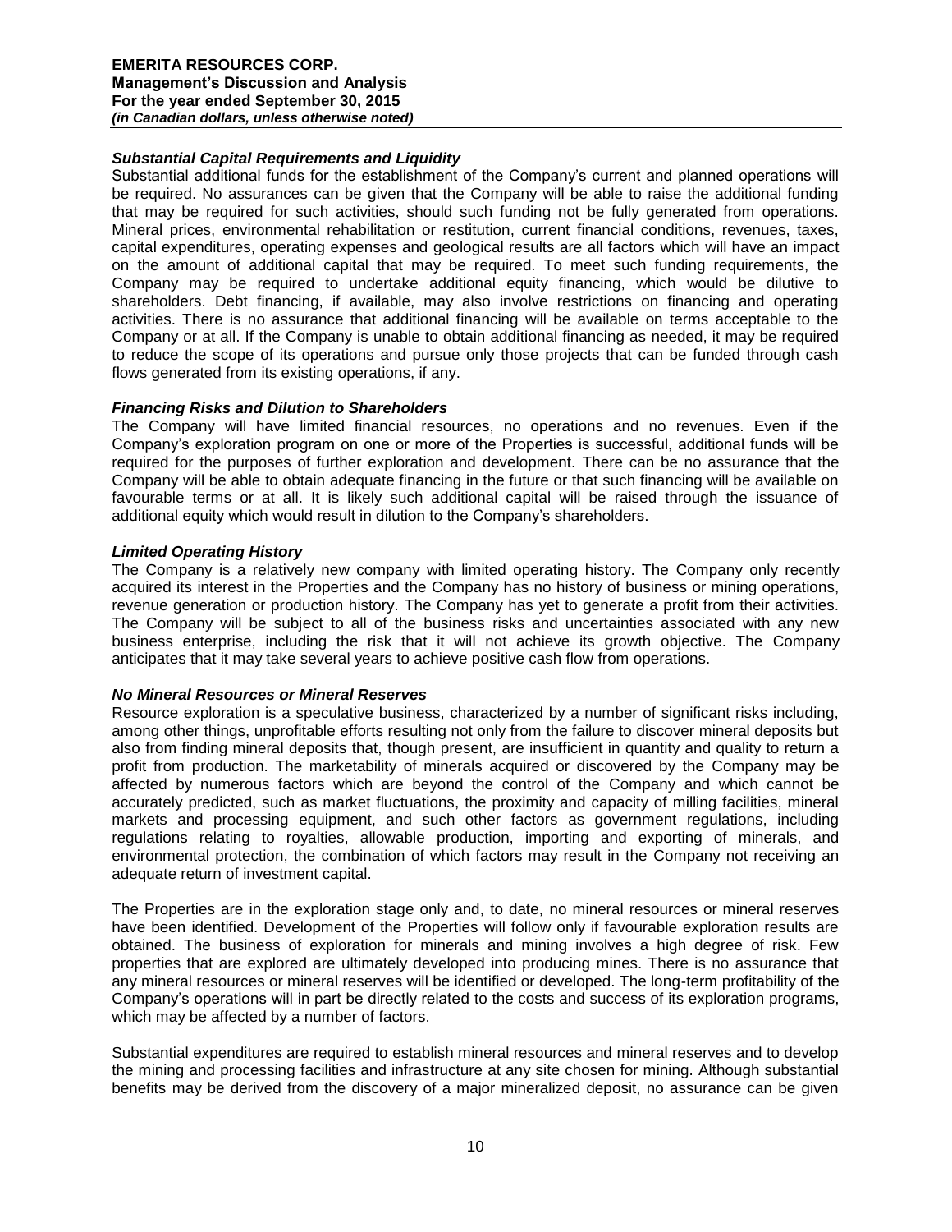### *Substantial Capital Requirements and Liquidity*

Substantial additional funds for the establishment of the Company's current and planned operations will be required. No assurances can be given that the Company will be able to raise the additional funding that may be required for such activities, should such funding not be fully generated from operations. Mineral prices, environmental rehabilitation or restitution, current financial conditions, revenues, taxes, capital expenditures, operating expenses and geological results are all factors which will have an impact on the amount of additional capital that may be required. To meet such funding requirements, the Company may be required to undertake additional equity financing, which would be dilutive to shareholders. Debt financing, if available, may also involve restrictions on financing and operating activities. There is no assurance that additional financing will be available on terms acceptable to the Company or at all. If the Company is unable to obtain additional financing as needed, it may be required to reduce the scope of its operations and pursue only those projects that can be funded through cash flows generated from its existing operations, if any.

### *Financing Risks and Dilution to Shareholders*

The Company will have limited financial resources, no operations and no revenues. Even if the Company's exploration program on one or more of the Properties is successful, additional funds will be required for the purposes of further exploration and development. There can be no assurance that the Company will be able to obtain adequate financing in the future or that such financing will be available on favourable terms or at all. It is likely such additional capital will be raised through the issuance of additional equity which would result in dilution to the Company's shareholders.

### *Limited Operating History*

The Company is a relatively new company with limited operating history. The Company only recently acquired its interest in the Properties and the Company has no history of business or mining operations, revenue generation or production history. The Company has yet to generate a profit from their activities. The Company will be subject to all of the business risks and uncertainties associated with any new business enterprise, including the risk that it will not achieve its growth objective. The Company anticipates that it may take several years to achieve positive cash flow from operations.

### *No Mineral Resources or Mineral Reserves*

Resource exploration is a speculative business, characterized by a number of significant risks including, among other things, unprofitable efforts resulting not only from the failure to discover mineral deposits but also from finding mineral deposits that, though present, are insufficient in quantity and quality to return a profit from production. The marketability of minerals acquired or discovered by the Company may be affected by numerous factors which are beyond the control of the Company and which cannot be accurately predicted, such as market fluctuations, the proximity and capacity of milling facilities, mineral markets and processing equipment, and such other factors as government regulations, including regulations relating to royalties, allowable production, importing and exporting of minerals, and environmental protection, the combination of which factors may result in the Company not receiving an adequate return of investment capital.

The Properties are in the exploration stage only and, to date, no mineral resources or mineral reserves have been identified. Development of the Properties will follow only if favourable exploration results are obtained. The business of exploration for minerals and mining involves a high degree of risk. Few properties that are explored are ultimately developed into producing mines. There is no assurance that any mineral resources or mineral reserves will be identified or developed. The long-term profitability of the Company's operations will in part be directly related to the costs and success of its exploration programs, which may be affected by a number of factors.

Substantial expenditures are required to establish mineral resources and mineral reserves and to develop the mining and processing facilities and infrastructure at any site chosen for mining. Although substantial benefits may be derived from the discovery of a major mineralized deposit, no assurance can be given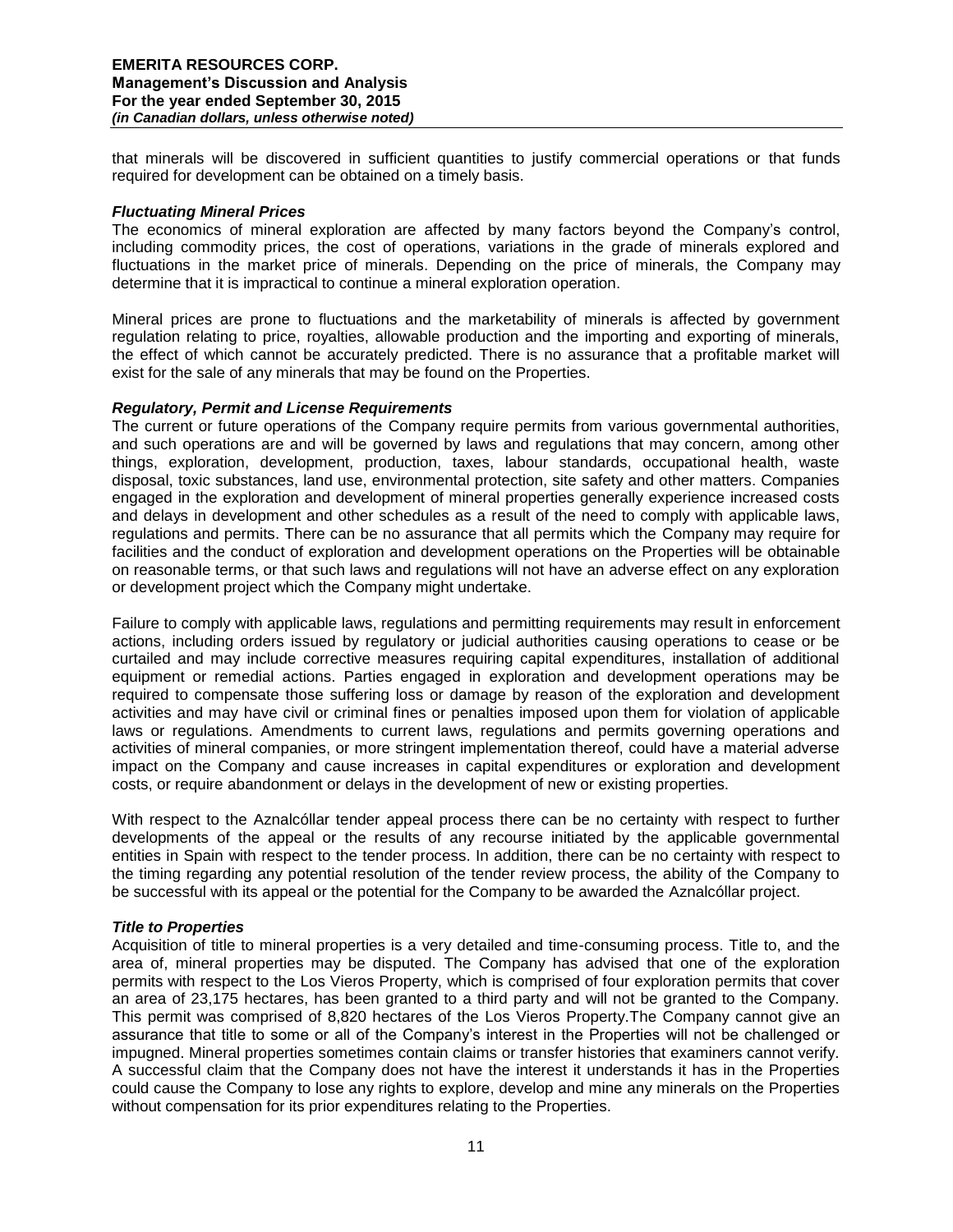that minerals will be discovered in sufficient quantities to justify commercial operations or that funds required for development can be obtained on a timely basis.

***Fluctuating Mineral Prices***

The economics of mineral exploration are affected by many factors beyond the Company's control, including commodity prices, the cost of operations, variations in the grade of minerals explored and fluctuations in the market price of minerals. Depending on the price of minerals, the Company may determine that it is impractical to continue a mineral exploration operation.

Mineral prices are prone to fluctuations and the marketability of minerals is affected by government regulation relating to price, royalties, allowable production and the importing and exporting of minerals, the effect of which cannot be accurately predicted. There is no assurance that a profitable market will exist for the sale of any minerals that may be found on the Properties.

***Regulatory, Permit and License Requirements***

The current or future operations of the Company require permits from various governmental authorities, and such operations are and will be governed by laws and regulations that may concern, among other things, exploration, development, production, taxes, labour standards, occupational health, waste disposal, toxic substances, land use, environmental protection, site safety and other matters. Companies engaged in the exploration and development of mineral properties generally experience increased costs and delays in development and other schedules as a result of the need to comply with applicable laws, regulations and permits. There can be no assurance that all permits which the Company may require for facilities and the conduct of exploration and development operations on the Properties will be obtainable on reasonable terms, or that such laws and regulations will not have an adverse effect on any exploration or development project which the Company might undertake.

Failure to comply with applicable laws, regulations and permitting requirements may result in enforcement actions, including orders issued by regulatory or judicial authorities causing operations to cease or be curtailed and may include corrective measures requiring capital expenditures, installation of additional equipment or remedial actions. Parties engaged in exploration and development operations may be required to compensate those suffering loss or damage by reason of the exploration and development activities and may have civil or criminal fines or penalties imposed upon them for violation of applicable laws or regulations. Amendments to current laws, regulations and permits governing operations and activities of mineral companies, or more stringent implementation thereof, could have a material adverse impact on the Company and cause increases in capital expenditures or exploration and development costs, or require abandonment or delays in the development of new or existing properties.

With respect to the Aznalcóllar tender appeal process there can be no certainty with respect to further developments of the appeal or the results of any recourse initiated by the applicable governmental entities in Spain with respect to the tender process. In addition, there can be no certainty with respect to the timing regarding any potential resolution of the tender review process, the ability of the Company to be successful with its appeal or the potential for the Company to be awarded the Aznalcóllar project.

***Title to Properties***

Acquisition of title to mineral properties is a very detailed and time-consuming process. Title to, and the area of, mineral properties may be disputed. The Company has advised that one of the exploration permits with respect to the Los Vieros Property, which is comprised of four exploration permits that cover an area of 23,175 hectares, has been granted to a third party and will not be granted to the Company. This permit was comprised of 8,820 hectares of the Los Vieros Property.The Company cannot give an assurance that title to some or all of the Company's interest in the Properties will not be challenged or impugned. Mineral properties sometimes contain claims or transfer histories that examiners cannot verify. A successful claim that the Company does not have the interest it understands it has in the Properties could cause the Company to lose any rights to explore, develop and mine any minerals on the Properties without compensation for its prior expenditures relating to the Properties.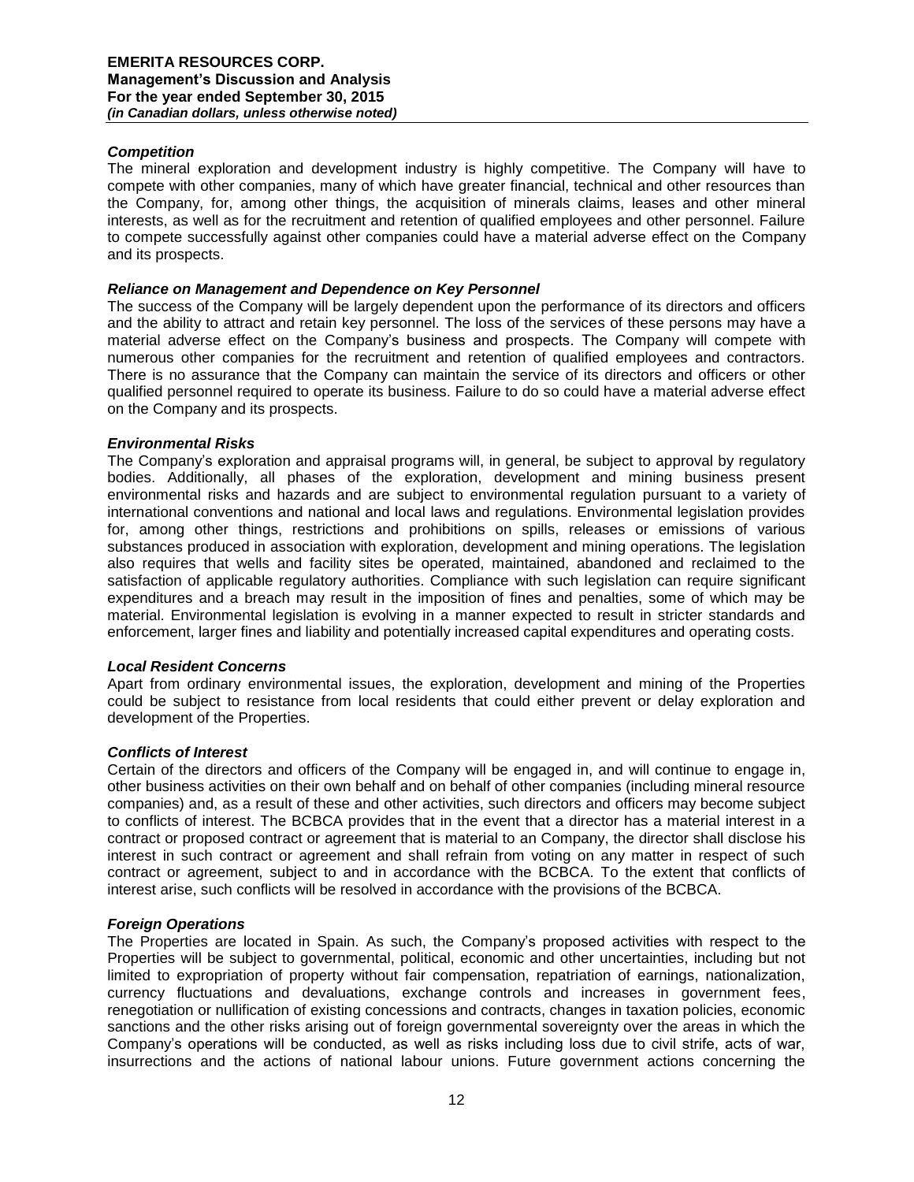### *Competition*

The mineral exploration and development industry is highly competitive. The Company will have to compete with other companies, many of which have greater financial, technical and other resources than the Company, for, among other things, the acquisition of minerals claims, leases and other mineral interests, as well as for the recruitment and retention of qualified employees and other personnel. Failure to compete successfully against other companies could have a material adverse effect on the Company and its prospects.

### *Reliance on Management and Dependence on Key Personnel*

The success of the Company will be largely dependent upon the performance of its directors and officers and the ability to attract and retain key personnel. The loss of the services of these persons may have a material adverse effect on the Company's business and prospects. The Company will compete with numerous other companies for the recruitment and retention of qualified employees and contractors. There is no assurance that the Company can maintain the service of its directors and officers or other qualified personnel required to operate its business. Failure to do so could have a material adverse effect on the Company and its prospects.

### *Environmental Risks*

The Company's exploration and appraisal programs will, in general, be subject to approval by regulatory bodies. Additionally, all phases of the exploration, development and mining business present environmental risks and hazards and are subject to environmental regulation pursuant to a variety of international conventions and national and local laws and regulations. Environmental legislation provides for, among other things, restrictions and prohibitions on spills, releases or emissions of various substances produced in association with exploration, development and mining operations. The legislation also requires that wells and facility sites be operated, maintained, abandoned and reclaimed to the satisfaction of applicable regulatory authorities. Compliance with such legislation can require significant expenditures and a breach may result in the imposition of fines and penalties, some of which may be material. Environmental legislation is evolving in a manner expected to result in stricter standards and enforcement, larger fines and liability and potentially increased capital expenditures and operating costs.

### *Local Resident Concerns*

Apart from ordinary environmental issues, the exploration, development and mining of the Properties could be subject to resistance from local residents that could either prevent or delay exploration and development of the Properties.

### *Conflicts of Interest*

Certain of the directors and officers of the Company will be engaged in, and will continue to engage in, other business activities on their own behalf and on behalf of other companies (including mineral resource companies) and, as a result of these and other activities, such directors and officers may become subject to conflicts of interest. The BCBCA provides that in the event that a director has a material interest in a contract or proposed contract or agreement that is material to an Company, the director shall disclose his interest in such contract or agreement and shall refrain from voting on any matter in respect of such contract or agreement, subject to and in accordance with the BCBCA. To the extent that conflicts of interest arise, such conflicts will be resolved in accordance with the provisions of the BCBCA.

### *Foreign Operations*

The Properties are located in Spain. As such, the Company's proposed activities with respect to the Properties will be subject to governmental, political, economic and other uncertainties, including but not limited to expropriation of property without fair compensation, repatriation of earnings, nationalization, currency fluctuations and devaluations, exchange controls and increases in government fees, renegotiation or nullification of existing concessions and contracts, changes in taxation policies, economic sanctions and the other risks arising out of foreign governmental sovereignty over the areas in which the Company's operations will be conducted, as well as risks including loss due to civil strife, acts of war, insurrections and the actions of national labour unions. Future government actions concerning the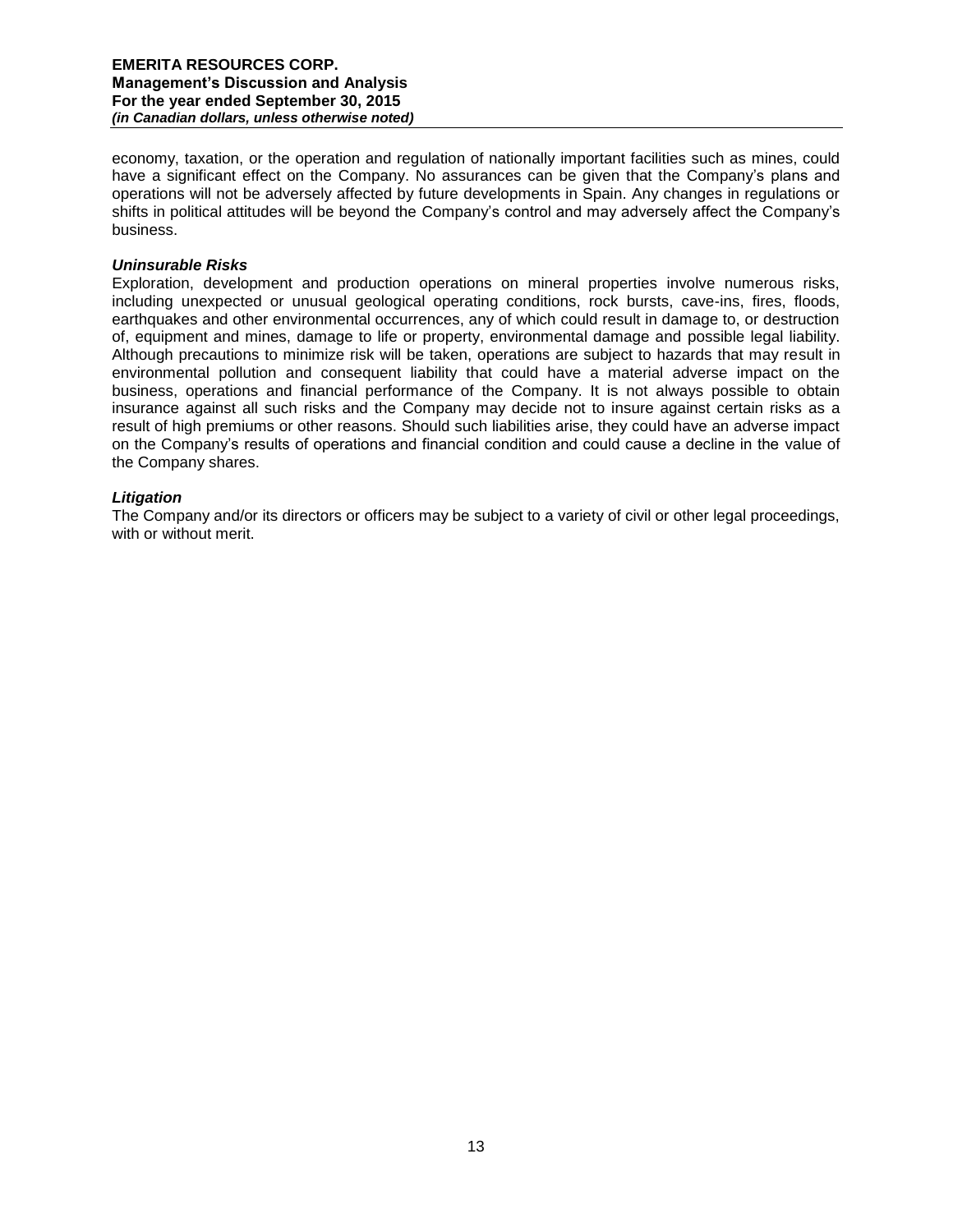economy, taxation, or the operation and regulation of nationally important facilities such as mines, could have a significant effect on the Company. No assurances can be given that the Company's plans and operations will not be adversely affected by future developments in Spain. Any changes in regulations or shifts in political attitudes will be beyond the Company's control and may adversely affect the Company's business.

***Uninsurable Risks***

Exploration, development and production operations on mineral properties involve numerous risks, including unexpected or unusual geological operating conditions, rock bursts, cave-ins, fires, floods, earthquakes and other environmental occurrences, any of which could result in damage to, or destruction of, equipment and mines, damage to life or property, environmental damage and possible legal liability. Although precautions to minimize risk will be taken, operations are subject to hazards that may result in environmental pollution and consequent liability that could have a material adverse impact on the business, operations and financial performance of the Company. It is not always possible to obtain insurance against all such risks and the Company may decide not to insure against certain risks as a result of high premiums or other reasons. Should such liabilities arise, they could have an adverse impact on the Company's results of operations and financial condition and could cause a decline in the value of the Company shares.

***Litigation***

The Company and/or its directors or officers may be subject to a variety of civil or other legal proceedings, with or without merit.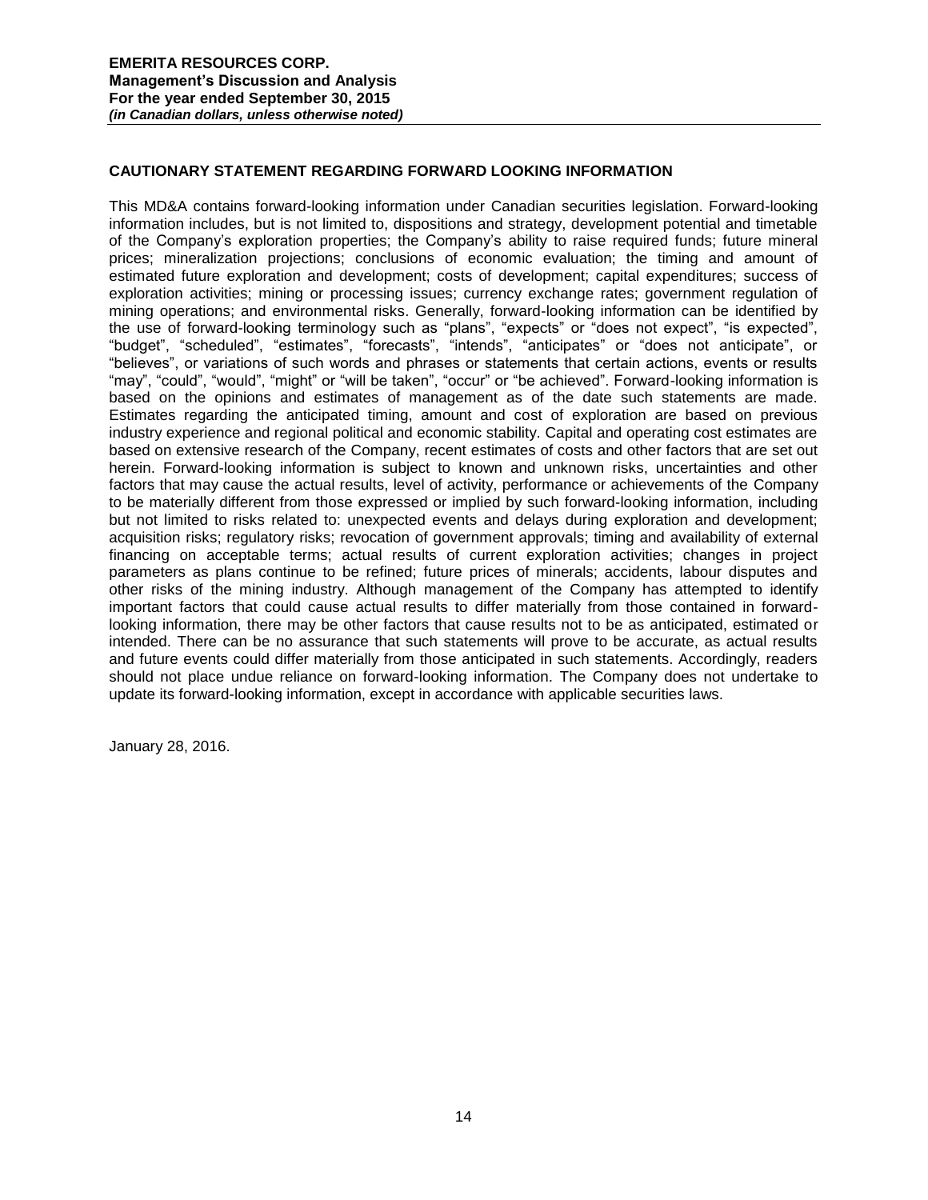## CAUTIONARY STATEMENT REGARDING FORWARD LOOKING INFORMATION

This MD&A contains forward-looking information under Canadian securities legislation. Forward-looking information includes, but is not limited to, dispositions and strategy, development potential and timetable of the Company's exploration properties; the Company's ability to raise required funds; future mineral prices; mineralization projections; conclusions of economic evaluation; the timing and amount of estimated future exploration and development; costs of development; capital expenditures; success of exploration activities; mining or processing issues; currency exchange rates; government regulation of mining operations; and environmental risks. Generally, forward-looking information can be identified by the use of forward-looking terminology such as "plans", "expects" or "does not expect", "is expected", "budget", "scheduled", "estimates", "forecasts", "intends", "anticipates" or "does not anticipate", or "believes", or variations of such words and phrases or statements that certain actions, events or results "may", "could", "would", "might" or "will be taken", "occur" or "be achieved". Forward-looking information is based on the opinions and estimates of management as of the date such statements are made. Estimates regarding the anticipated timing, amount and cost of exploration are based on previous industry experience and regional political and economic stability. Capital and operating cost estimates are based on extensive research of the Company, recent estimates of costs and other factors that are set out herein. Forward-looking information is subject to known and unknown risks, uncertainties and other factors that may cause the actual results, level of activity, performance or achievements of the Company to be materially different from those expressed or implied by such forward-looking information, including but not limited to risks related to: unexpected events and delays during exploration and development; acquisition risks; regulatory risks; revocation of government approvals; timing and availability of external financing on acceptable terms; actual results of current exploration activities; changes in project parameters as plans continue to be refined; future prices of minerals; accidents, labour disputes and other risks of the mining industry. Although management of the Company has attempted to identify important factors that could cause actual results to differ materially from those contained in forward-looking information, there may be other factors that cause results not to be as anticipated, estimated or intended. There can be no assurance that such statements will prove to be accurate, as actual results and future events could differ materially from those anticipated in such statements. Accordingly, readers should not place undue reliance on forward-looking information. The Company does not undertake to update its forward-looking information, except in accordance with applicable securities laws.

January 28, 2016.